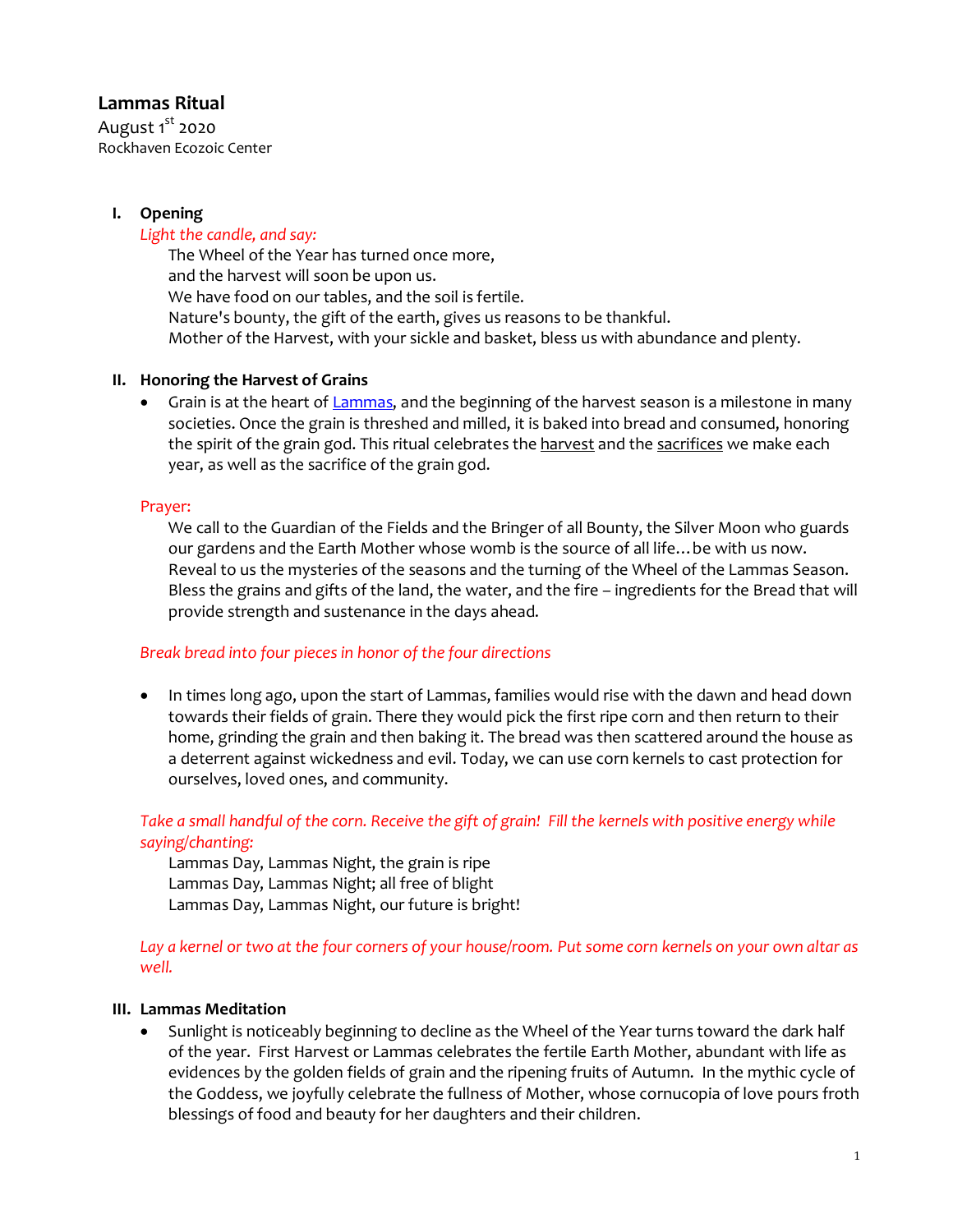# Lammas Ritual

August 1st 2020
Rockhaven Ecozoic Center

## I. Opening

*Light the candle, and say:*

The Wheel of the Year has turned once more,
and the harvest will soon be upon us.
We have food on our tables, and the soil is fertile.
Nature's bounty, the gift of the earth, gives us reasons to be thankful.
Mother of the Harvest, with your sickle and basket, bless us with abundance and plenty.

## II. Honoring the Harvest of Grains

- Grain is at the heart of Lammas, and the beginning of the harvest season is a milestone in many societies. Once the grain is threshed and milled, it is baked into bread and consumed, honoring the spirit of the grain god. This ritual celebrates the harvest and the sacrifices we make each year, as well as the sacrifice of the grain god.

Prayer:

We call to the Guardian of the Fields and the Bringer of all Bounty, the Silver Moon who guards our gardens and the Earth Mother whose womb is the source of all life…be with us now. Reveal to us the mysteries of the seasons and the turning of the Wheel of the Lammas Season. Bless the grains and gifts of the land, the water, and the fire – ingredients for the Bread that will provide strength and sustenance in the days ahead.

*Break bread into four pieces in honor of the four directions*

- In times long ago, upon the start of Lammas, families would rise with the dawn and head down towards their fields of grain. There they would pick the first ripe corn and then return to their home, grinding the grain and then baking it. The bread was then scattered around the house as a deterrent against wickedness and evil. Today, we can use corn kernels to cast protection for ourselves, loved ones, and community.

*Take a small handful of the corn. Receive the gift of grain! Fill the kernels with positive energy while saying/chanting:*

Lammas Day, Lammas Night, the grain is ripe
Lammas Day, Lammas Night; all free of blight
Lammas Day, Lammas Night, our future is bright!

*Lay a kernel or two at the four corners of your house/room. Put some corn kernels on your own altar as well.*

## III. Lammas Meditation

- Sunlight is noticeably beginning to decline as the Wheel of the Year turns toward the dark half of the year. First Harvest or Lammas celebrates the fertile Earth Mother, abundant with life as evidences by the golden fields of grain and the ripening fruits of Autumn. In the mythic cycle of the Goddess, we joyfully celebrate the fullness of Mother, whose cornucopia of love pours froth blessings of food and beauty for her daughters and their children.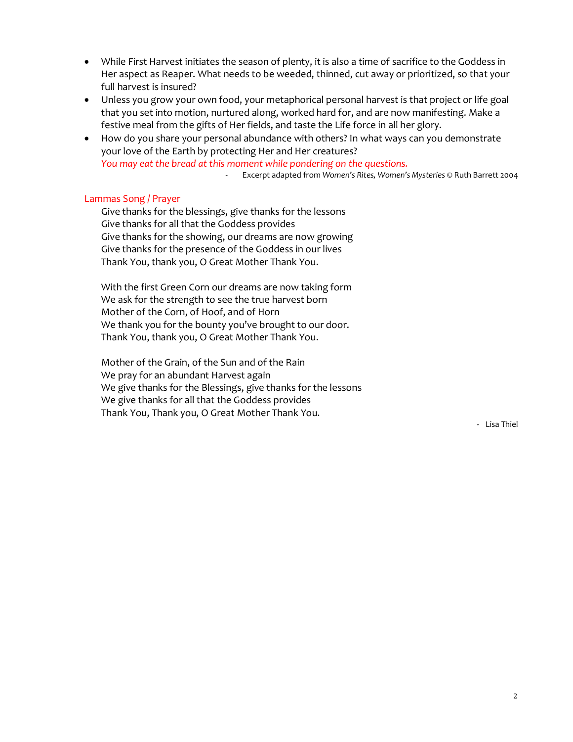- While First Harvest initiates the season of plenty, it is also a time of sacrifice to the Goddess in Her aspect as Reaper. What needs to be weeded, thinned, cut away or prioritized, so that your full harvest is insured?
- Unless you grow your own food, your metaphorical personal harvest is that project or life goal that you set into motion, nurtured along, worked hard for, and are now manifesting. Make a festive meal from the gifts of Her fields, and taste the Life force in all her glory.
- How do you share your personal abundance with others? In what ways can you demonstrate your love of the Earth by protecting Her and Her creatures?
  *You may eat the bread at this moment while pondering on the questions.*

- Excerpt adapted from *Women's Rites, Women's Mysteries* © Ruth Barrett 2004

## Lammas Song / Prayer

Give thanks for the blessings, give thanks for the lessons
Give thanks for all that the Goddess provides
Give thanks for the showing, our dreams are now growing
Give thanks for the presence of the Goddess in our lives
Thank You, thank you, O Great Mother Thank You.

With the first Green Corn our dreams are now taking form
We ask for the strength to see the true harvest born
Mother of the Corn, of Hoof, and of Horn
We thank you for the bounty you've brought to our door.
Thank You, thank you, O Great Mother Thank You.

Mother of the Grain, of the Sun and of the Rain
We pray for an abundant Harvest again
We give thanks for the Blessings, give thanks for the lessons
We give thanks for all that the Goddess provides
Thank You, Thank you, O Great Mother Thank You.

- Lisa Thiel